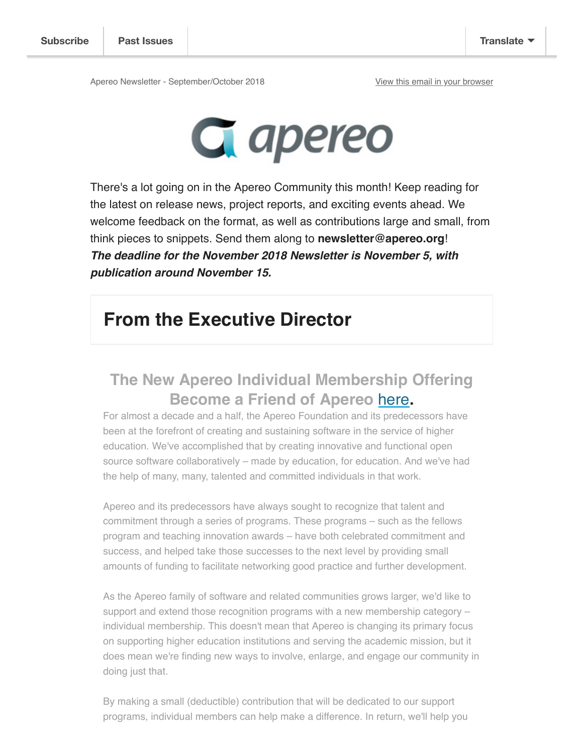Subscribe | Past Issues | Translate

Apereo Newsletter - September/October 2018

View this email in your browser

apereo

There's a lot going on in the Apereo Community this month! Keep reading for the latest on release news, project reports, and exciting events ahead. We welcome feedback on the format, as well as contributions large and small, from think pieces to snippets. Send them along to **newsletter@apereo.org**!
***The deadline for the November 2018 Newsletter is November 5, with publication around November 15.***

# From the Executive Director

## The New Apereo Individual Membership Offering Become a Friend of Apereo here.

For almost a decade and a half, the Apereo Foundation and its predecessors have been at the forefront of creating and sustaining software in the service of higher education. We've accomplished that by creating innovative and functional open source software collaboratively – made by education, for education. And we've had the help of many, many, talented and committed individuals in that work.

Apereo and its predecessors have always sought to recognize that talent and commitment through a series of programs. These programs – such as the fellows program and teaching innovation awards – have both celebrated commitment and success, and helped take those successes to the next level by providing small amounts of funding to facilitate networking good practice and further development.

As the Apereo family of software and related communities grows larger, we'd like to support and extend those recognition programs with a new membership category – individual membership. This doesn't mean that Apereo is changing its primary focus on supporting higher education institutions and serving the academic mission, but it does mean we're finding new ways to involve, enlarge, and engage our community in doing just that.

By making a small (deductible) contribution that will be dedicated to our support programs, individual members can help make a difference. In return, we'll help you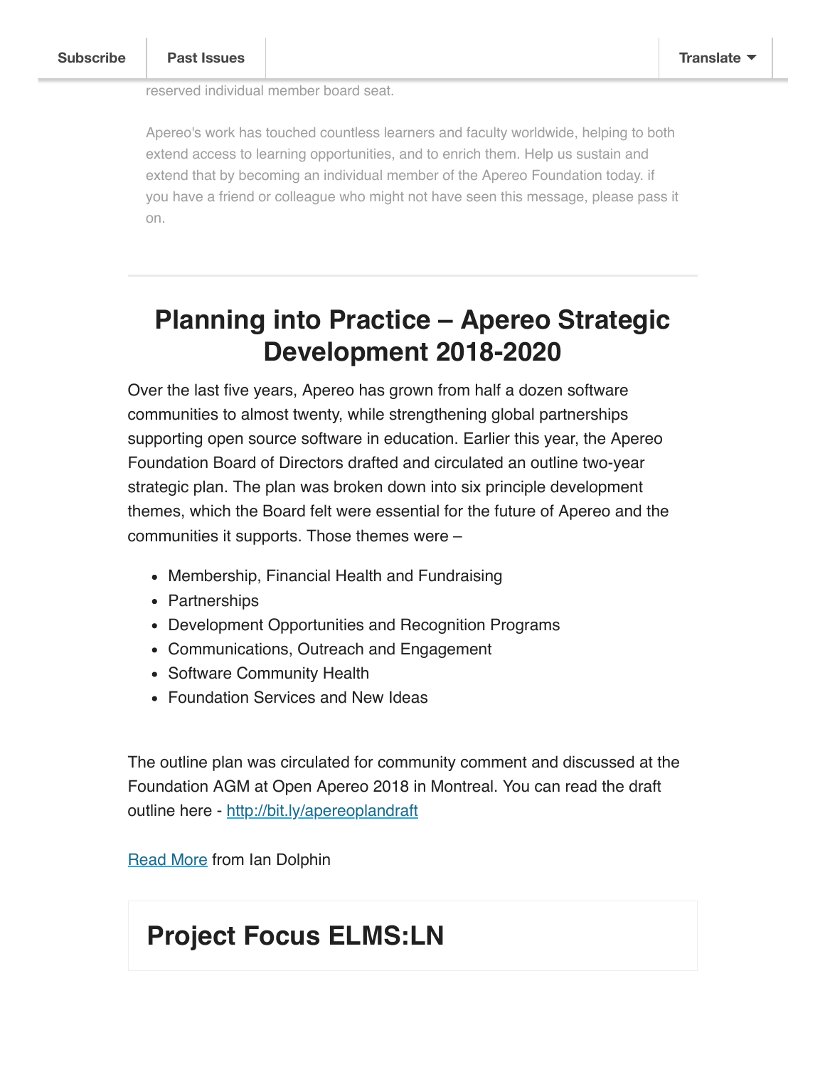reserved individual member board seat.

Apereo's work has touched countless learners and faculty worldwide, helping to both extend access to learning opportunities, and to enrich them. Help us sustain and extend that by becoming an individual member of the Apereo Foundation today. if you have a friend or colleague who might not have seen this message, please pass it on.

## Planning into Practice – Apereo Strategic Development 2018-2020

Over the last five years, Apereo has grown from half a dozen software communities to almost twenty, while strengthening global partnerships supporting open source software in education. Earlier this year, the Apereo Foundation Board of Directors drafted and circulated an outline two-year strategic plan. The plan was broken down into six principle development themes, which the Board felt were essential for the future of Apereo and the communities it supports. Those themes were –

- Membership, Financial Health and Fundraising
- Partnerships
- Development Opportunities and Recognition Programs
- Communications, Outreach and Engagement
- Software Community Health
- Foundation Services and New Ideas

The outline plan was circulated for community comment and discussed at the Foundation AGM at Open Apereo 2018 in Montreal. You can read the draft outline here - http://bit.ly/apereoplandraft

Read More from Ian Dolphin

## Project Focus ELMS:LN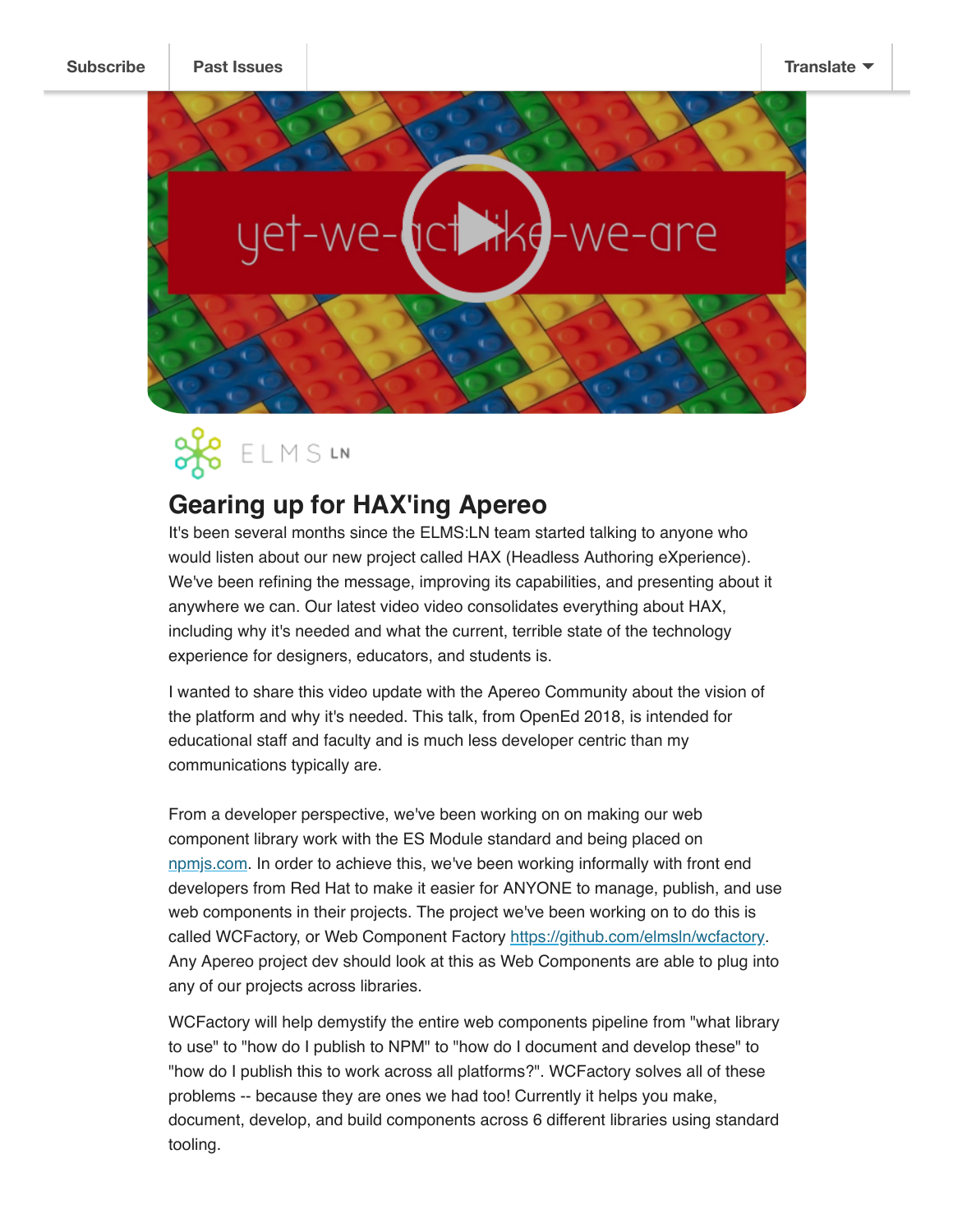Subscribe | Past Issues | Translate

# Gearing up for HAX'ing Apereo

It's been several months since the ELMS:LN team started talking to anyone who would listen about our new project called HAX (Headless Authoring eXperience). We've been refining the message, improving its capabilities, and presenting about it anywhere we can. Our latest video video consolidates everything about HAX, including why it's needed and what the current, terrible state of the technology experience for designers, educators, and students is.

I wanted to share this video update with the Apereo Community about the vision of the platform and why it's needed. This talk, from OpenEd 2018, is intended for educational staff and faculty and is much less developer centric than my communications typically are.

From a developer perspective, we've been working on on making our web component library work with the ES Module standard and being placed on [npmjs.com](npmjs.com). In order to achieve this, we've been working informally with front end developers from Red Hat to make it easier for ANYONE to manage, publish, and use web components in their projects. The project we've been working on to do this is called WCFactory, or Web Component Factory [https://github.com/elmsln/wcfactory](https://github.com/elmsln/wcfactory). Any Apereo project dev should look at this as Web Components are able to plug into any of our projects across libraries.

WCFactory will help demystify the entire web components pipeline from "what library to use" to "how do I publish to NPM" to "how do I document and develop these" to "how do I publish this to work across all platforms?". WCFactory solves all of these problems -- because they are ones we had too! Currently it helps you make, document, develop, and build components across 6 different libraries using standard tooling.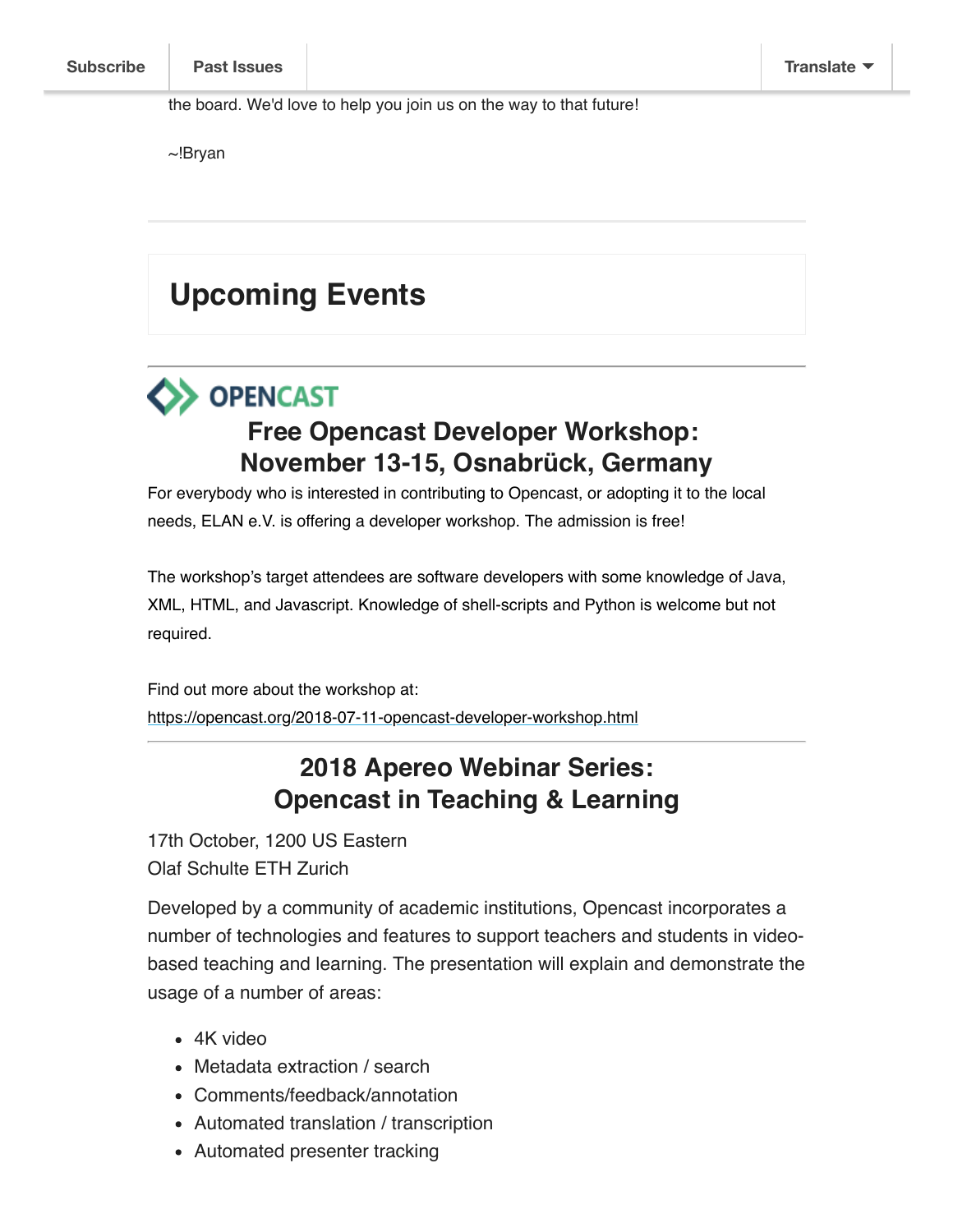the board. We'd love to help you join us on the way to that future!

~!Bryan

## Upcoming Events

OPENCAST

### Free Opencast Developer Workshop: November 13-15, Osnabrück, Germany

For everybody who is interested in contributing to Opencast, or adopting it to the local needs, ELAN e.V. is offering a developer workshop. The admission is free!

The workshop's target attendees are software developers with some knowledge of Java, XML, HTML, and Javascript. Knowledge of shell-scripts and Python is welcome but not required.

Find out more about the workshop at:
https://opencast.org/2018-07-11-opencast-developer-workshop.html

### 2018 Apereo Webinar Series: Opencast in Teaching & Learning

17th October, 1200 US Eastern
Olaf Schulte ETH Zurich

Developed by a community of academic institutions, Opencast incorporates a number of technologies and features to support teachers and students in video-based teaching and learning. The presentation will explain and demonstrate the usage of a number of areas:

- 4K video
- Metadata extraction / search
- Comments/feedback/annotation
- Automated translation / transcription
- Automated presenter tracking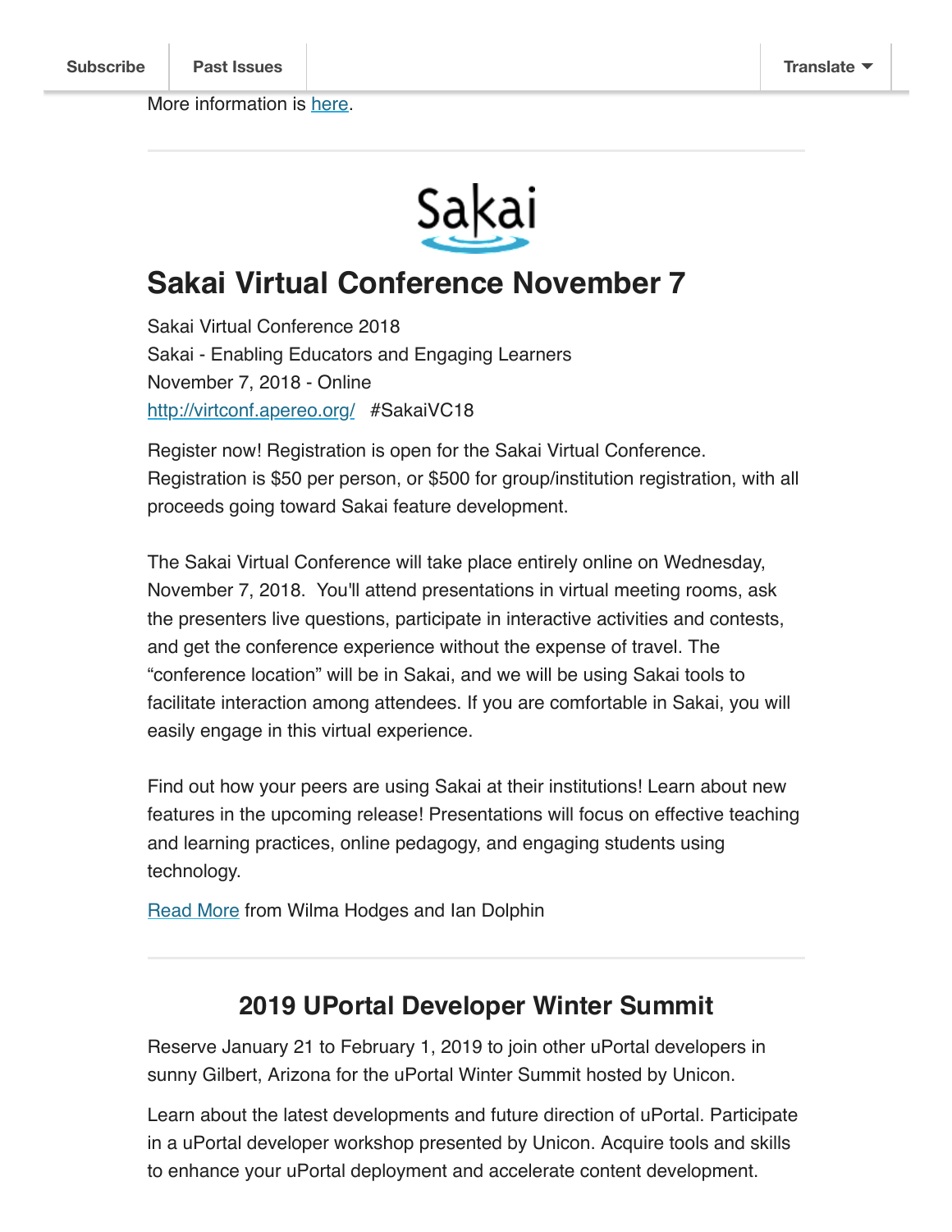More information is [here](#).

---

Sakai

## Sakai Virtual Conference November 7

Sakai Virtual Conference 2018
Sakai - Enabling Educators and Engaging Learners
November 7, 2018 - Online
[http://virtconf.apereo.org/](http://virtconf.apereo.org/) #SakaiVC18

Register now! Registration is open for the Sakai Virtual Conference. Registration is $50 per person, or $500 for group/institution registration, with all proceeds going toward Sakai feature development.

The Sakai Virtual Conference will take place entirely online on Wednesday, November 7, 2018. You'll attend presentations in virtual meeting rooms, ask the presenters live questions, participate in interactive activities and contests, and get the conference experience without the expense of travel. The "conference location" will be in Sakai, and we will be using Sakai tools to facilitate interaction among attendees. If you are comfortable in Sakai, you will easily engage in this virtual experience.

Find out how your peers are using Sakai at their institutions! Learn about new features in the upcoming release! Presentations will focus on effective teaching and learning practices, online pedagogy, and engaging students using technology.

[Read More](#) from Wilma Hodges and Ian Dolphin

---

## 2019 UPortal Developer Winter Summit

Reserve January 21 to February 1, 2019 to join other uPortal developers in sunny Gilbert, Arizona for the uPortal Winter Summit hosted by Unicon.

Learn about the latest developments and future direction of uPortal. Participate in a uPortal developer workshop presented by Unicon. Acquire tools and skills to enhance your uPortal deployment and accelerate content development.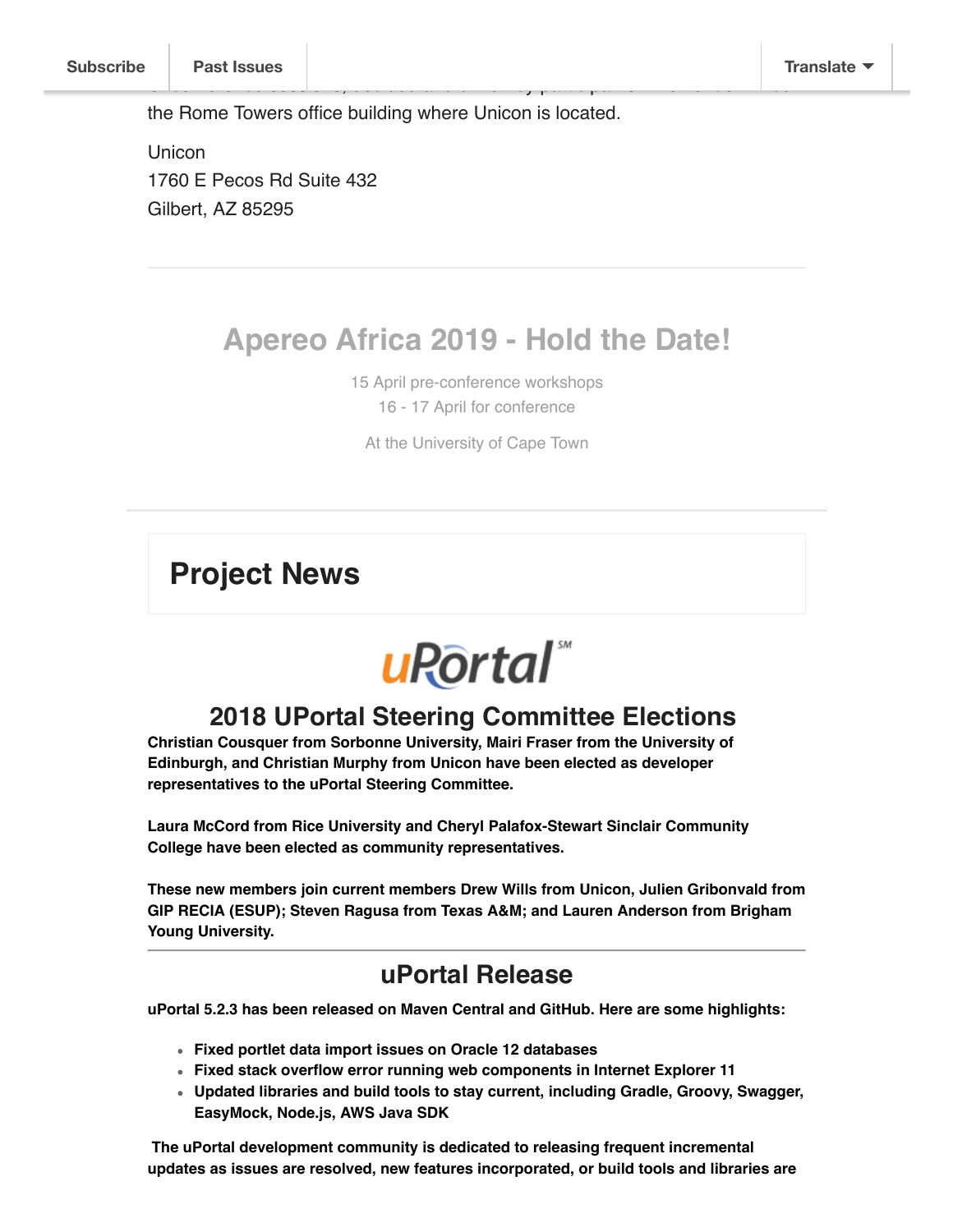the Rome Towers office building where Unicon is located.

Unicon
1760 E Pecos Rd Suite 432
Gilbert, AZ 85295

## Apereo Africa 2019 - Hold the Date!

15 April pre-conference workshops
16 - 17 April for conference

At the University of Cape Town

## Project News

uPortal

### 2018 UPortal Steering Committee Elections

**Christian Cousquer from Sorbonne University, Mairi Fraser from the University of Edinburgh, and Christian Murphy from Unicon have been elected as developer representatives to the uPortal Steering Committee.**

**Laura McCord from Rice University and Cheryl Palafox-Stewart Sinclair Community College have been elected as community representatives.**

**These new members join current members Drew Wills from Unicon, Julien Gribonvald from GIP RECIA (ESUP); Steven Ragusa from Texas A&M; and Lauren Anderson from Brigham Young University.**

### uPortal Release

**uPortal 5.2.3 has been released on Maven Central and GitHub. Here are some highlights:**

- **Fixed portlet data import issues on Oracle 12 databases**
- **Fixed stack overflow error running web components in Internet Explorer 11**
- **Updated libraries and build tools to stay current, including Gradle, Groovy, Swagger, EasyMock, Node.js, AWS Java SDK**

**The uPortal development community is dedicated to releasing frequent incremental updates as issues are resolved, new features incorporated, or build tools and libraries are**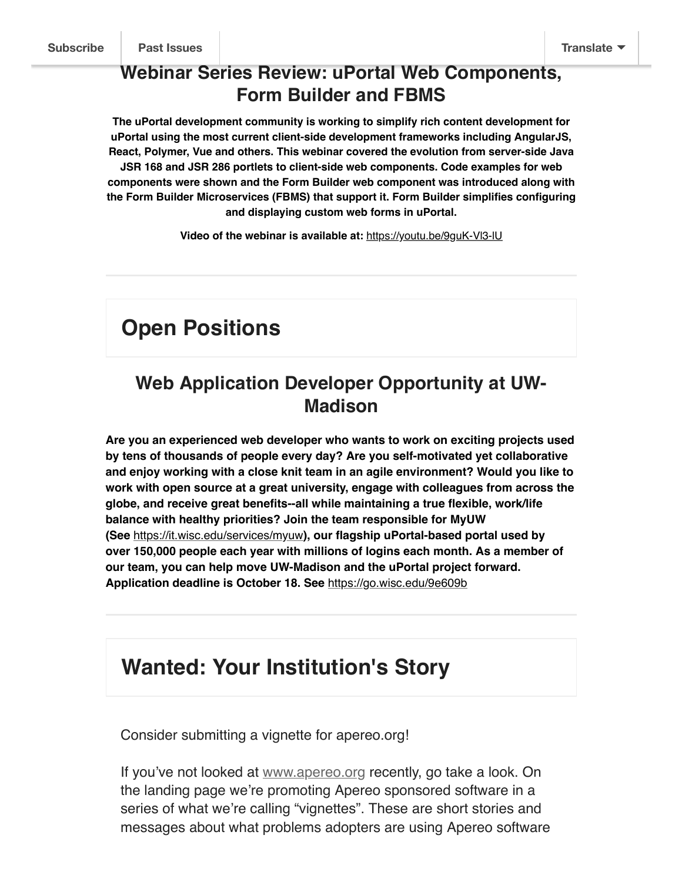## Webinar Series Review: uPortal Web Components, Form Builder and FBMS

**The uPortal development community is working to simplify rich content development for uPortal using the most current client-side development frameworks including AngularJS, React, Polymer, Vue and others. This webinar covered the evolution from server-side Java JSR 168 and JSR 286 portlets to client-side web components. Code examples for web components were shown and the Form Builder web component was introduced along with the Form Builder Microservices (FBMS) that support it. Form Builder simplifies configuring and displaying custom web forms in uPortal.**

**Video of the webinar is available at:** https://youtu.be/9guK-Vl3-lU

---

# Open Positions

## Web Application Developer Opportunity at UW-Madison

**Are you an experienced web developer who wants to work on exciting projects used by tens of thousands of people every day? Are you self-motivated yet collaborative and enjoy working with a close knit team in an agile environment? Would you like to work with open source at a great university, engage with colleagues from across the globe, and receive great benefits--all while maintaining a true flexible, work/life balance with healthy priorities? Join the team responsible for MyUW (See** https://it.wisc.edu/services/myuw**), our flagship uPortal-based portal used by over 150,000 people each year with millions of logins each month. As a member of our team, you can help move UW-Madison and the uPortal project forward. Application deadline is October 18. See** https://go.wisc.edu/9e609b

---

# Wanted: Your Institution's Story

Consider submitting a vignette for apereo.org!

If you've not looked at www.apereo.org recently, go take a look. On the landing page we're promoting Apereo sponsored software in a series of what we're calling "vignettes". These are short stories and messages about what problems adopters are using Apereo software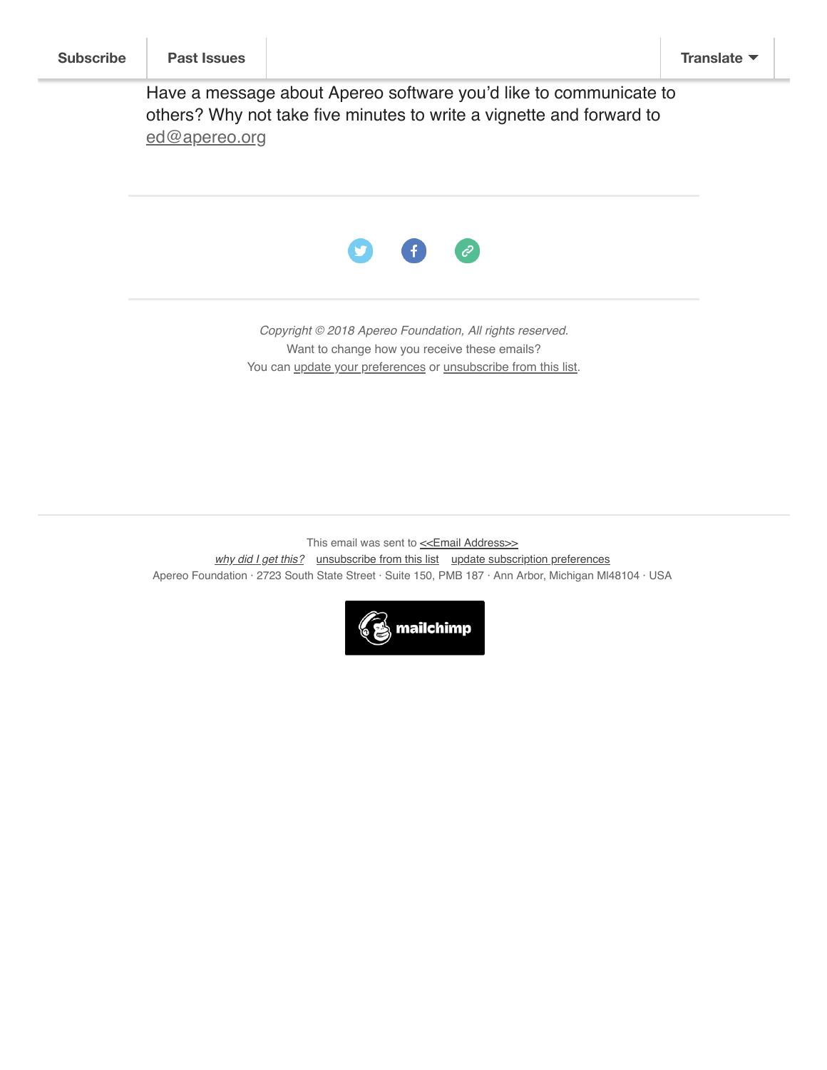Subscribe | Past Issues | Translate

Have a message about Apereo software you'd like to communicate to others? Why not take five minutes to write a vignette and forward to ed@apereo.org

---

*Copyright © 2018 Apereo Foundation, All rights reserved.*

Want to change how you receive these emails?

You can update your preferences or unsubscribe from this list.

---

This email was sent to <<Email Address>>

*why did I get this?* unsubscribe from this list update subscription preferences

Apereo Foundation · 2723 South State Street · Suite 150, PMB 187 · Ann Arbor, Michigan MI48104 · USA

mailchimp